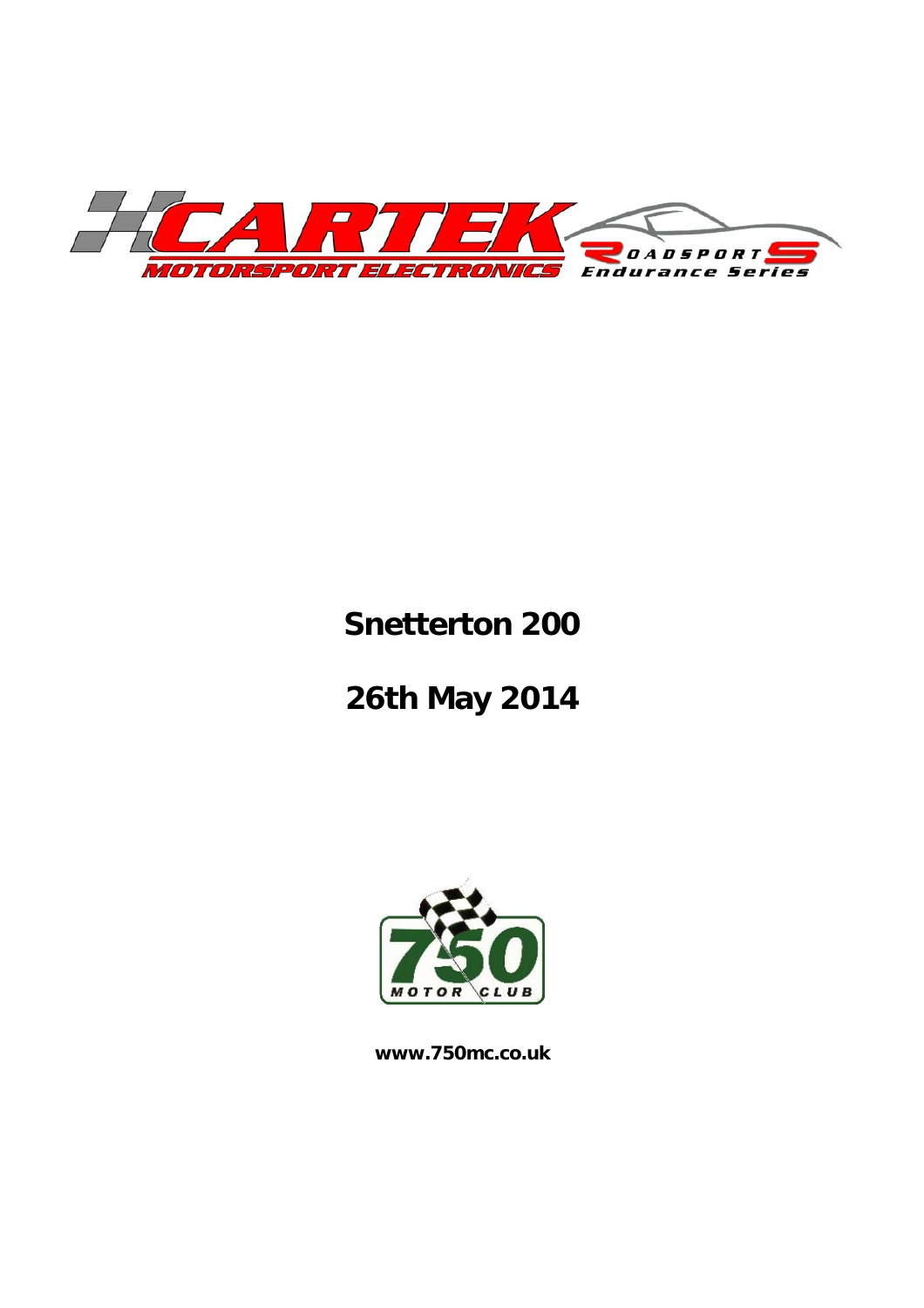CARTEK MOTORSPORT ELECTRONICS

ROADSPORTS Endurance Series

# Snetterton 200

# 26th May 2014

750 MOTOR CLUB

**www.750mc.co.uk**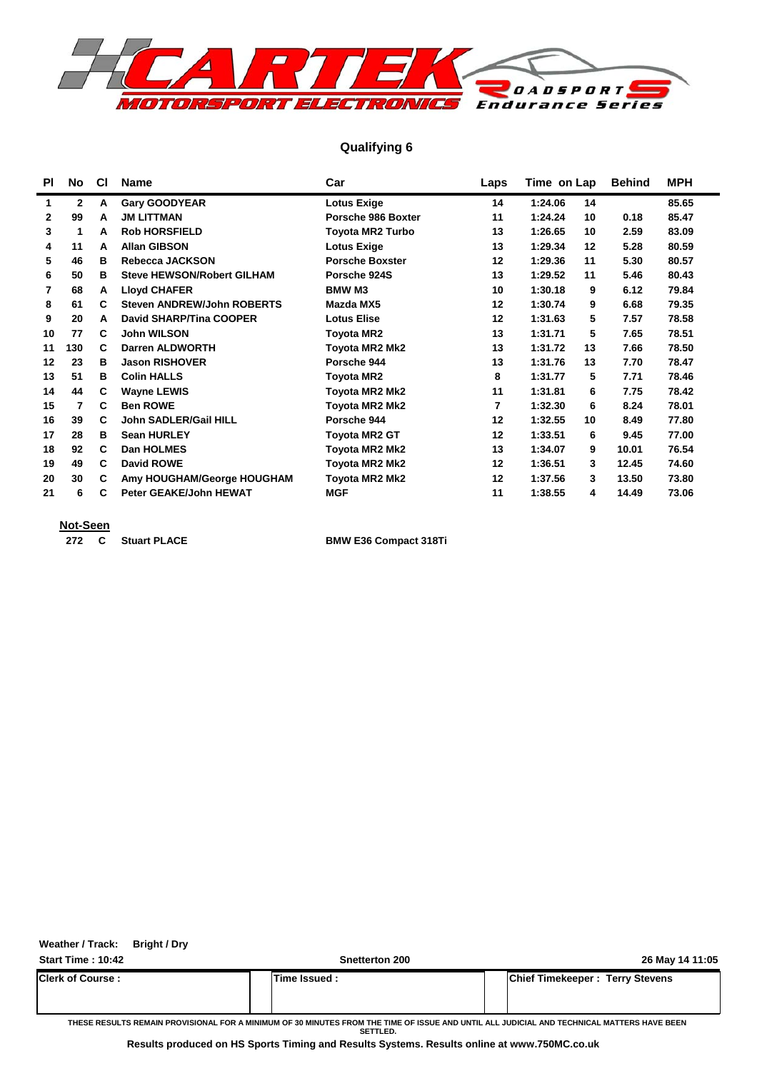## Qualifying 6

| Pl | No | Cl | Name | Car | Laps | Time | on Lap | Behind | MPH |
|---|---|---|---|---|---|---|---|---|---|
| 1 | 2 | A | Gary GOODYEAR | Lotus Exige | 14 | 1:24.06 | 14 | | 85.65 |
| 2 | 99 | A | JM LITTMAN | Porsche 986 Boxter | 11 | 1:24.24 | 10 | 0.18 | 85.47 |
| 3 | 1 | A | Rob HORSFIELD | Toyota MR2 Turbo | 13 | 1:26.65 | 10 | 2.59 | 83.09 |
| 4 | 11 | A | Allan GIBSON | Lotus Exige | 13 | 1:29.34 | 12 | 5.28 | 80.59 |
| 5 | 46 | B | Rebecca JACKSON | Porsche Boxster | 12 | 1:29.36 | 11 | 5.30 | 80.57 |
| 6 | 50 | B | Steve HEWSON/Robert GILHAM | Porsche 924S | 13 | 1:29.52 | 11 | 5.46 | 80.43 |
| 7 | 68 | A | Lloyd CHAFER | BMW M3 | 10 | 1:30.18 | 9 | 6.12 | 79.84 |
| 8 | 61 | C | Steven ANDREW/John ROBERTS | Mazda MX5 | 12 | 1:30.74 | 9 | 6.68 | 79.35 |
| 9 | 20 | A | David SHARP/Tina COOPER | Lotus Elise | 12 | 1:31.63 | 5 | 7.57 | 78.58 |
| 10 | 77 | C | John WILSON | Toyota MR2 | 13 | 1:31.71 | 5 | 7.65 | 78.51 |
| 11 | 130 | C | Darren ALDWORTH | Toyota MR2 Mk2 | 13 | 1:31.72 | 13 | 7.66 | 78.50 |
| 12 | 23 | B | Jason RISHOVER | Porsche 944 | 13 | 1:31.76 | 13 | 7.70 | 78.47 |
| 13 | 51 | B | Colin HALLS | Toyota MR2 | 8 | 1:31.77 | 5 | 7.71 | 78.46 |
| 14 | 44 | C | Wayne LEWIS | Toyota MR2 Mk2 | 11 | 1:31.81 | 6 | 7.75 | 78.42 |
| 15 | 7 | C | Ben ROWE | Toyota MR2 Mk2 | 7 | 1:32.30 | 6 | 8.24 | 78.01 |
| 16 | 39 | C | John SADLER/Gail HILL | Porsche 944 | 12 | 1:32.55 | 10 | 8.49 | 77.80 |
| 17 | 28 | B | Sean HURLEY | Toyota MR2 GT | 12 | 1:33.51 | 6 | 9.45 | 77.00 |
| 18 | 92 | C | Dan HOLMES | Toyota MR2 Mk2 | 13 | 1:34.07 | 9 | 10.01 | 76.54 |
| 19 | 49 | C | David ROWE | Toyota MR2 Mk2 | 12 | 1:36.51 | 3 | 12.45 | 74.60 |
| 20 | 30 | C | Amy HOUGHAM/George HOUGHAM | Toyota MR2 Mk2 | 12 | 1:37.56 | 3 | 13.50 | 73.80 |
| 21 | 6 | C | Peter GEAKE/John HEWAT | MGF | 11 | 1:38.55 | 4 | 14.49 | 73.06 |

**Not-Seen**

| No | Cl | Name | Car |
|---|---|---|---|
| 272 | C | Stuart PLACE | BMW E36 Compact 318Ti |

**Weather / Track:** Bright / Dry

**Start Time : 10:42** | **Snetterton 200** | **26 May 14 11:05**

| Clerk of Course : | Time Issued : | Chief Timekeeper : Terry Stevens |
|---|---|---|

THESE RESULTS REMAIN PROVISIONAL FOR A MINIMUM OF 30 MINUTES FROM THE TIME OF ISSUE AND UNTIL ALL JUDICIAL AND TECHNICAL MATTERS HAVE BEEN SETTLED.

**Results produced on HS Sports Timing and Results Systems. Results online at www.750MC.co.uk**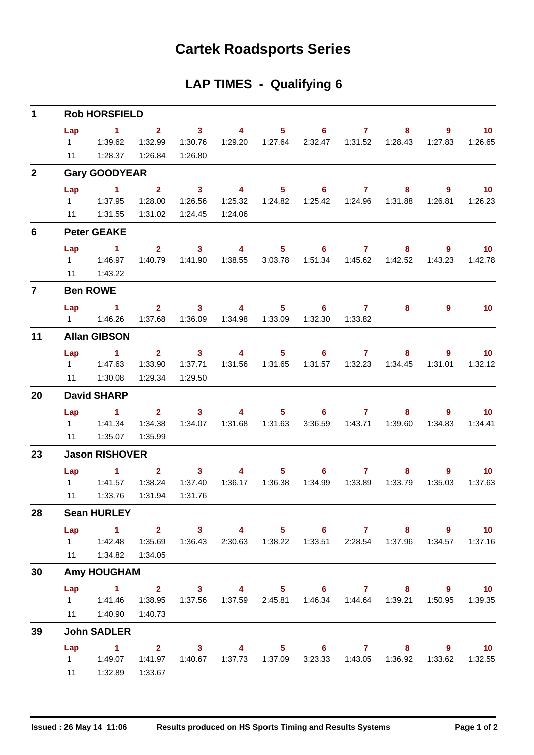# Cartek Roadsports Series

## LAP TIMES - Qualifying 6

### 1 Rob HORSFIELD

| Lap | 1 | 2 | 3 | 4 | 5 | 6 | 7 | 8 | 9 | 10 |
|---|---|---|---|---|---|---|---|---|---|---|
| 1 | 1:39.62 | 1:32.99 | 1:30.76 | 1:29.20 | 1:27.64 | 2:32.47 | 1:31.52 | 1:28.43 | 1:27.83 | 1:26.65 |
| 11 | 1:28.37 | 1:26.84 | 1:26.80 | | | | | | | |

### 2 Gary GOODYEAR

| Lap | 1 | 2 | 3 | 4 | 5 | 6 | 7 | 8 | 9 | 10 |
|---|---|---|---|---|---|---|---|---|---|---|
| 1 | 1:37.95 | 1:28.00 | 1:26.56 | 1:25.32 | 1:24.82 | 1:25.42 | 1:24.96 | 1:31.88 | 1:26.81 | 1:26.23 |
| 11 | 1:31.55 | 1:31.02 | 1:24.45 | 1:24.06 | | | | | | |

### 6 Peter GEAKE

| Lap | 1 | 2 | 3 | 4 | 5 | 6 | 7 | 8 | 9 | 10 |
|---|---|---|---|---|---|---|---|---|---|---|
| 1 | 1:46.97 | 1:40.79 | 1:41.90 | 1:38.55 | 3:03.78 | 1:51.34 | 1:45.62 | 1:42.52 | 1:43.23 | 1:42.78 |
| 11 | 1:43.22 | | | | | | | | | |

### 7 Ben ROWE

| Lap | 1 | 2 | 3 | 4 | 5 | 6 | 7 | 8 | 9 | 10 |
|---|---|---|---|---|---|---|---|---|---|---|
| 1 | 1:46.26 | 1:37.68 | 1:36.09 | 1:34.98 | 1:33.09 | 1:32.30 | 1:33.82 | | | |

### 11 Allan GIBSON

| Lap | 1 | 2 | 3 | 4 | 5 | 6 | 7 | 8 | 9 | 10 |
|---|---|---|---|---|---|---|---|---|---|---|
| 1 | 1:47.63 | 1:33.90 | 1:37.71 | 1:31.56 | 1:31.65 | 1:31.57 | 1:32.23 | 1:34.45 | 1:31.01 | 1:32.12 |
| 11 | 1:30.08 | 1:29.34 | 1:29.50 | | | | | | | |

### 20 David SHARP

| Lap | 1 | 2 | 3 | 4 | 5 | 6 | 7 | 8 | 9 | 10 |
|---|---|---|---|---|---|---|---|---|---|---|
| 1 | 1:41.34 | 1:34.38 | 1:34.07 | 1:31.68 | 1:31.63 | 3:36.59 | 1:43.71 | 1:39.60 | 1:34.83 | 1:34.41 |
| 11 | 1:35.07 | 1:35.99 | | | | | | | | |

### 23 Jason RISHOVER

| Lap | 1 | 2 | 3 | 4 | 5 | 6 | 7 | 8 | 9 | 10 |
|---|---|---|---|---|---|---|---|---|---|---|
| 1 | 1:41.57 | 1:38.24 | 1:37.40 | 1:36.17 | 1:36.38 | 1:34.99 | 1:33.89 | 1:33.79 | 1:35.03 | 1:37.63 |
| 11 | 1:33.76 | 1:31.94 | 1:31.76 | | | | | | | |

### 28 Sean HURLEY

| Lap | 1 | 2 | 3 | 4 | 5 | 6 | 7 | 8 | 9 | 10 |
|---|---|---|---|---|---|---|---|---|---|---|
| 1 | 1:42.48 | 1:35.69 | 1:36.43 | 2:30.63 | 1:38.22 | 1:33.51 | 2:28.54 | 1:37.96 | 1:34.57 | 1:37.16 |
| 11 | 1:34.82 | 1:34.05 | | | | | | | | |

### 30 Amy HOUGHAM

| Lap | 1 | 2 | 3 | 4 | 5 | 6 | 7 | 8 | 9 | 10 |
|---|---|---|---|---|---|---|---|---|---|---|
| 1 | 1:41.46 | 1:38.95 | 1:37.56 | 1:37.59 | 2:45.81 | 1:46.34 | 1:44.64 | 1:39.21 | 1:50.95 | 1:39.35 |
| 11 | 1:40.90 | 1:40.73 | | | | | | | | |

### 39 John SADLER

| Lap | 1 | 2 | 3 | 4 | 5 | 6 | 7 | 8 | 9 | 10 |
|---|---|---|---|---|---|---|---|---|---|---|
| 1 | 1:49.07 | 1:41.97 | 1:40.67 | 1:37.73 | 1:37.09 | 3:23.33 | 1:43.05 | 1:36.92 | 1:33.62 | 1:32.55 |
| 11 | 1:32.89 | 1:33.67 | | | | | | | | |

**Issued : 26 May 14 11:06** **Results produced on HS Sports Timing and Results Systems**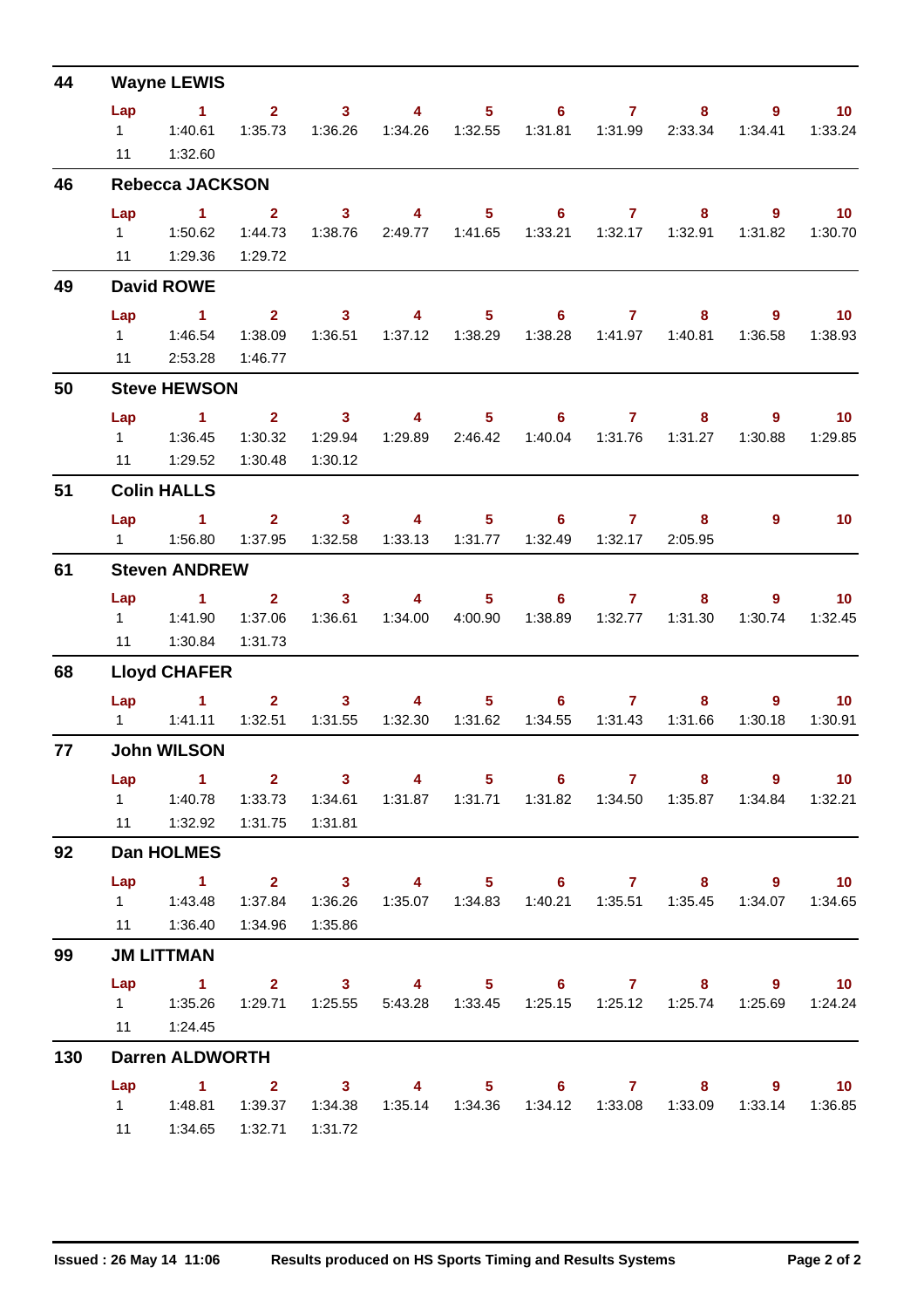## 44 Wayne LEWIS

| Lap | 1 | 2 | 3 | 4 | 5 | 6 | 7 | 8 | 9 | 10 |
|---|---|---|---|---|---|---|---|---|---|---|
| 1 | 1:40.61 | 1:35.73 | 1:36.26 | 1:34.26 | 1:32.55 | 1:31.81 | 1:31.99 | 2:33.34 | 1:34.41 | 1:33.24 |
| 11 | 1:32.60 | | | | | | | | | |

## 46 Rebecca JACKSON

| Lap | 1 | 2 | 3 | 4 | 5 | 6 | 7 | 8 | 9 | 10 |
|---|---|---|---|---|---|---|---|---|---|---|
| 1 | 1:50.62 | 1:44.73 | 1:38.76 | 2:49.77 | 1:41.65 | 1:33.21 | 1:32.17 | 1:32.91 | 1:31.82 | 1:30.70 |
| 11 | 1:29.36 | 1:29.72 | | | | | | | | |

## 49 David ROWE

| Lap | 1 | 2 | 3 | 4 | 5 | 6 | 7 | 8 | 9 | 10 |
|---|---|---|---|---|---|---|---|---|---|---|
| 1 | 1:46.54 | 1:38.09 | 1:36.51 | 1:37.12 | 1:38.29 | 1:38.28 | 1:41.97 | 1:40.81 | 1:36.58 | 1:38.93 |
| 11 | 2:53.28 | 1:46.77 | | | | | | | | |

## 50 Steve HEWSON

| Lap | 1 | 2 | 3 | 4 | 5 | 6 | 7 | 8 | 9 | 10 |
|---|---|---|---|---|---|---|---|---|---|---|
| 1 | 1:36.45 | 1:30.32 | 1:29.94 | 1:29.89 | 2:46.42 | 1:40.04 | 1:31.76 | 1:31.27 | 1:30.88 | 1:29.85 |
| 11 | 1:29.52 | 1:30.48 | 1:30.12 | | | | | | | |

## 51 Colin HALLS

| Lap | 1 | 2 | 3 | 4 | 5 | 6 | 7 | 8 | 9 | 10 |
|---|---|---|---|---|---|---|---|---|---|---|
| 1 | 1:56.80 | 1:37.95 | 1:32.58 | 1:33.13 | 1:31.77 | 1:32.49 | 1:32.17 | 2:05.95 | | |

## 61 Steven ANDREW

| Lap | 1 | 2 | 3 | 4 | 5 | 6 | 7 | 8 | 9 | 10 |
|---|---|---|---|---|---|---|---|---|---|---|
| 1 | 1:41.90 | 1:37.06 | 1:36.61 | 1:34.00 | 4:00.90 | 1:38.89 | 1:32.77 | 1:31.30 | 1:30.74 | 1:32.45 |
| 11 | 1:30.84 | 1:31.73 | | | | | | | | |

## 68 Lloyd CHAFER

| Lap | 1 | 2 | 3 | 4 | 5 | 6 | 7 | 8 | 9 | 10 |
|---|---|---|---|---|---|---|---|---|---|---|
| 1 | 1:41.11 | 1:32.51 | 1:31.55 | 1:32.30 | 1:31.62 | 1:34.55 | 1:31.43 | 1:31.66 | 1:30.18 | 1:30.91 |

## 77 John WILSON

| Lap | 1 | 2 | 3 | 4 | 5 | 6 | 7 | 8 | 9 | 10 |
|---|---|---|---|---|---|---|---|---|---|---|
| 1 | 1:40.78 | 1:33.73 | 1:34.61 | 1:31.87 | 1:31.71 | 1:31.82 | 1:34.50 | 1:35.87 | 1:34.84 | 1:32.21 |
| 11 | 1:32.92 | 1:31.75 | 1:31.81 | | | | | | | |

## 92 Dan HOLMES

| Lap | 1 | 2 | 3 | 4 | 5 | 6 | 7 | 8 | 9 | 10 |
|---|---|---|---|---|---|---|---|---|---|---|
| 1 | 1:43.48 | 1:37.84 | 1:36.26 | 1:35.07 | 1:34.83 | 1:40.21 | 1:35.51 | 1:35.45 | 1:34.07 | 1:34.65 |
| 11 | 1:36.40 | 1:34.96 | 1:35.86 | | | | | | | |

## 99 JM LITTMAN

| Lap | 1 | 2 | 3 | 4 | 5 | 6 | 7 | 8 | 9 | 10 |
|---|---|---|---|---|---|---|---|---|---|---|
| 1 | 1:35.26 | 1:29.71 | 1:25.55 | 5:43.28 | 1:33.45 | 1:25.15 | 1:25.12 | 1:25.74 | 1:25.69 | 1:24.24 |
| 11 | 1:24.45 | | | | | | | | | |

## 130 Darren ALDWORTH

| Lap | 1 | 2 | 3 | 4 | 5 | 6 | 7 | 8 | 9 | 10 |
|---|---|---|---|---|---|---|---|---|---|---|
| 1 | 1:48.81 | 1:39.37 | 1:34.38 | 1:35.14 | 1:34.36 | 1:34.12 | 1:33.08 | 1:33.09 | 1:33.14 | 1:36.85 |
| 11 | 1:34.65 | 1:32.71 | 1:31.72 | | | | | | | |

Issued : 26 May 14 11:06 — Results produced on HS Sports Timing and Results Systems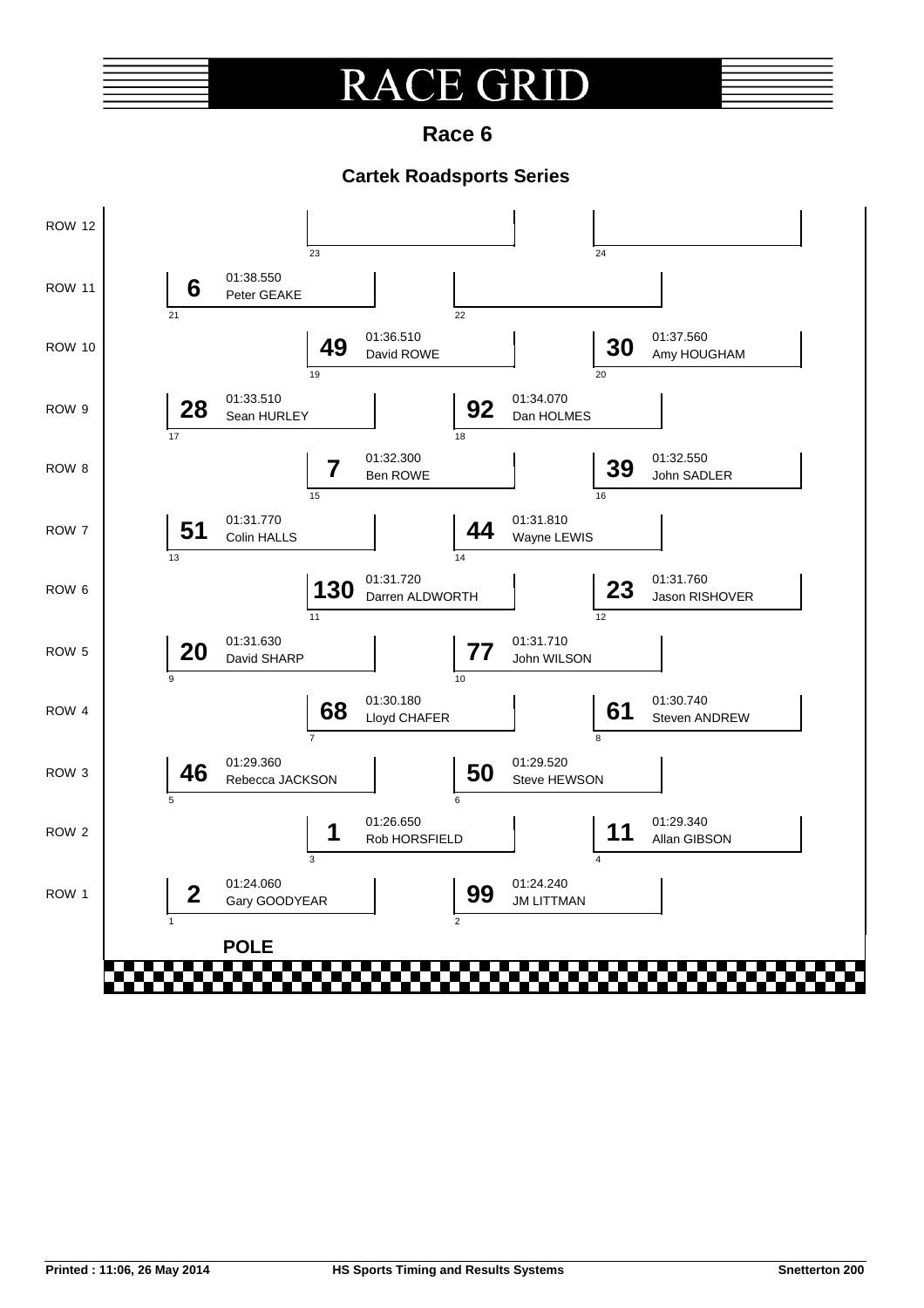# RACE GRID

## Race 6

### Cartek Roadsports Series

| Row | Grid Pos | No. | Driver | Time |
|---|---|---|---|---|
| ROW 1 | 1 | 2 | Gary GOODYEAR | 01:24.060 |
| ROW 1 | 2 | 99 | JM LITTMAN | 01:24.240 |
| ROW 2 | 3 | 1 | Rob HORSFIELD | 01:26.650 |
| ROW 2 | 4 | 11 | Allan GIBSON | 01:29.340 |
| ROW 3 | 5 | 46 | Rebecca JACKSON | 01:29.360 |
| ROW 3 | 6 | 50 | Steve HEWSON | 01:29.520 |
| ROW 4 | 7 | 68 | Lloyd CHAFER | 01:30.180 |
| ROW 4 | 8 | 61 | Steven ANDREW | 01:30.740 |
| ROW 5 | 9 | 20 | David SHARP | 01:31.630 |
| ROW 5 | 10 | 77 | John WILSON | 01:31.710 |
| ROW 6 | 11 | 130 | Darren ALDWORTH | 01:31.720 |
| ROW 6 | 12 | 23 | Jason RISHOVER | 01:31.760 |
| ROW 7 | 13 | 51 | Colin HALLS | 01:31.770 |
| ROW 7 | 14 | 44 | Wayne LEWIS | 01:31.810 |
| ROW 8 | 15 | 7 | Ben ROWE | 01:32.300 |
| ROW 8 | 16 | 39 | John SADLER | 01:32.550 |
| ROW 9 | 17 | 28 | Sean HURLEY | 01:33.510 |
| ROW 9 | 18 | 92 | Dan HOLMES | 01:34.070 |
| ROW 10 | 19 | 49 | David ROWE | 01:36.510 |
| ROW 10 | 20 | 30 | Amy HOUGHAM | 01:37.560 |
| ROW 11 | 21 | 6 | Peter GEAKE | 01:38.550 |
| ROW 11 | 22 | | | |
| ROW 12 | 23 | | | |
| ROW 12 | 24 | | | |

**POLE**

**Printed : 11:06, 26 May 2014** | **HS Sports Timing and Results Systems** | **Snetterton 200**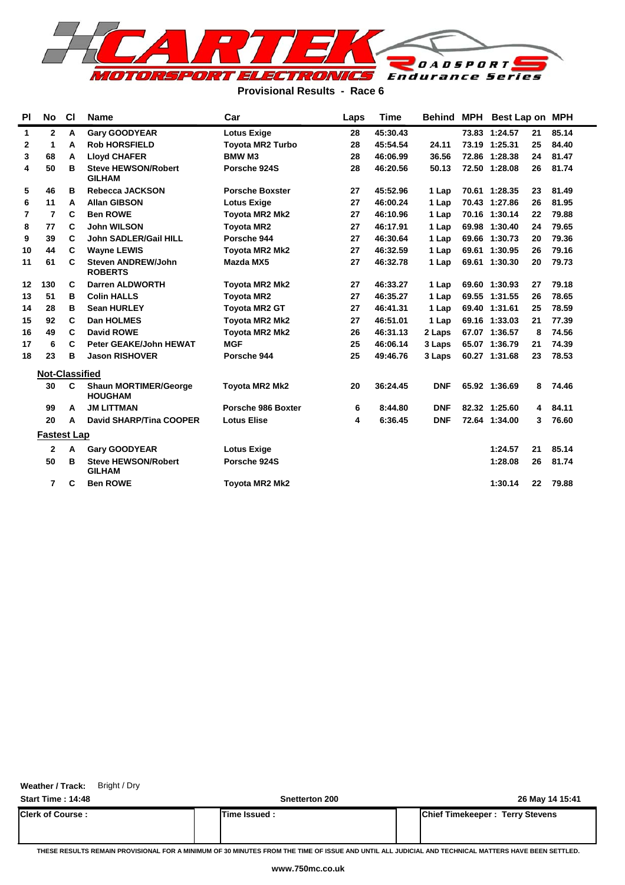# Provisional Results - Race 6

| Pl | No | Cl | Name | Car | Laps | Time | Behind | MPH | Best Lap | on | MPH |
|---|---|---|---|---|---|---|---|---|---|---|---|
| 1 | 2 | A | Gary GOODYEAR | Lotus Exige | 28 | 45:30.43 | | 73.83 | 1:24.57 | 21 | 85.14 |
| 2 | 1 | A | Rob HORSFIELD | Toyota MR2 Turbo | 28 | 45:54.54 | 24.11 | 73.19 | 1:25.31 | 25 | 84.40 |
| 3 | 68 | A | Lloyd CHAFER | BMW M3 | 28 | 46:06.99 | 36.56 | 72.86 | 1:28.38 | 24 | 81.47 |
| 4 | 50 | B | Steve HEWSON/Robert GILHAM | Porsche 924S | 28 | 46:20.56 | 50.13 | 72.50 | 1:28.08 | 26 | 81.74 |
| 5 | 46 | B | Rebecca JACKSON | Porsche Boxster | 27 | 45:52.96 | 1 Lap | 70.61 | 1:28.35 | 23 | 81.49 |
| 6 | 11 | A | Allan GIBSON | Lotus Exige | 27 | 46:00.24 | 1 Lap | 70.43 | 1:27.86 | 26 | 81.95 |
| 7 | 7 | C | Ben ROWE | Toyota MR2 Mk2 | 27 | 46:10.96 | 1 Lap | 70.16 | 1:30.14 | 22 | 79.88 |
| 8 | 77 | C | John WILSON | Toyota MR2 | 27 | 46:17.91 | 1 Lap | 69.98 | 1:30.40 | 24 | 79.65 |
| 9 | 39 | C | John SADLER/Gail HILL | Porsche 944 | 27 | 46:30.64 | 1 Lap | 69.66 | 1:30.73 | 20 | 79.36 |
| 10 | 44 | C | Wayne LEWIS | Toyota MR2 Mk2 | 27 | 46:32.59 | 1 Lap | 69.61 | 1:30.95 | 26 | 79.16 |
| 11 | 61 | C | Steven ANDREW/John ROBERTS | Mazda MX5 | 27 | 46:32.78 | 1 Lap | 69.61 | 1:30.30 | 20 | 79.73 |
| 12 | 130 | C | Darren ALDWORTH | Toyota MR2 Mk2 | 27 | 46:33.27 | 1 Lap | 69.60 | 1:30.93 | 27 | 79.18 |
| 13 | 51 | B | Colin HALLS | Toyota MR2 | 27 | 46:35.27 | 1 Lap | 69.55 | 1:31.55 | 26 | 78.65 |
| 14 | 28 | B | Sean HURLEY | Toyota MR2 GT | 27 | 46:41.31 | 1 Lap | 69.40 | 1:31.61 | 25 | 78.59 |
| 15 | 92 | C | Dan HOLMES | Toyota MR2 Mk2 | 27 | 46:51.01 | 1 Lap | 69.16 | 1:33.03 | 21 | 77.39 |
| 16 | 49 | C | David ROWE | Toyota MR2 Mk2 | 26 | 46:31.13 | 2 Laps | 67.07 | 1:36.57 | 8 | 74.56 |
| 17 | 6 | C | Peter GEAKE/John HEWAT | MGF | 25 | 46:06.14 | 3 Laps | 65.07 | 1:36.79 | 21 | 74.39 |
| 18 | 23 | B | Jason RISHOVER | Porsche 944 | 25 | 49:46.76 | 3 Laps | 60.27 | 1:31.68 | 23 | 78.53 |
| **Not-Classified** | | | | | | | | | | | |
| | 30 | C | Shaun MORTIMER/George HOUGHAM | Toyota MR2 Mk2 | 20 | 36:24.45 | DNF | 65.92 | 1:36.69 | 8 | 74.46 |
| | 99 | A | JM LITTMAN | Porsche 986 Boxter | 6 | 8:44.80 | DNF | 82.32 | 1:25.60 | 4 | 84.11 |
| | 20 | A | David SHARP/Tina COOPER | Lotus Elise | 4 | 6:36.45 | DNF | 72.64 | 1:34.00 | 3 | 76.60 |
| **Fastest Lap** | | | | | | | | | | | |
| | 2 | A | Gary GOODYEAR | Lotus Exige | | | | | 1:24.57 | 21 | 85.14 |
| | 50 | B | Steve HEWSON/Robert GILHAM | Porsche 924S | | | | | 1:28.08 | 26 | 81.74 |
| | 7 | C | Ben ROWE | Toyota MR2 Mk2 | | | | | 1:30.14 | 22 | 79.88 |

**Weather / Track:** Bright / Dry

**Start Time : 14:48** | **Snetterton 200** | **26 May 14 15:41**

| Clerk of Course : | Time Issued : | Chief Timekeeper : Terry Stevens |
|---|---|---|

THESE RESULTS REMAIN PROVISIONAL FOR A MINIMUM OF 30 MINUTES FROM THE TIME OF ISSUE AND UNTIL ALL JUDICIAL AND TECHNICAL MATTERS HAVE BEEN SETTLED.

www.750mc.co.uk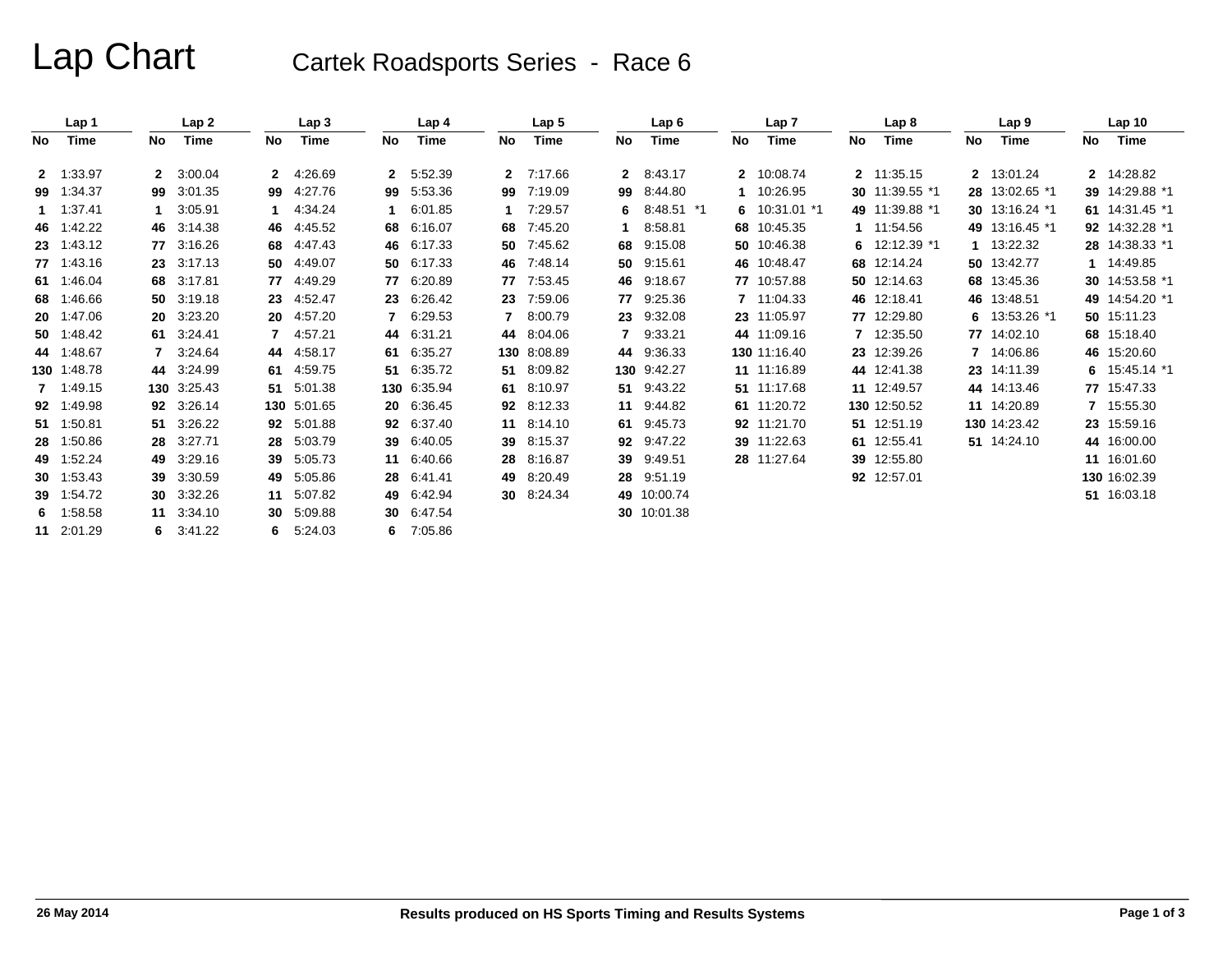# Lap Chart

## Cartek Roadsports Series - Race 6

| Lap 1 | | Lap 2 | | Lap 3 | | Lap 4 | | Lap 5 | | Lap 6 | | Lap 7 | | Lap 8 | | Lap 9 | | Lap 10 | |
|---|---|---|---|---|---|---|---|---|---|---|---|---|---|---|---|---|---|---|---|
| No | Time | No | Time | No | Time | No | Time | No | Time | No | Time | No | Time | No | Time | No | Time | No | Time |
| 2 | 1:33.97 | 2 | 3:00.04 | 2 | 4:26.69 | 2 | 5:52.39 | 2 | 7:17.66 | 2 | 8:43.17 | 2 | 10:08.74 | 2 | 11:35.15 | 2 | 13:01.24 | 2 | 14:28.82 |
| 99 | 1:34.37 | 99 | 3:01.35 | 99 | 4:27.76 | 99 | 5:53.36 | 99 | 7:19.09 | 99 | 8:44.80 | 1 | 10:26.95 | 30 | 11:39.55 *1 | 28 | 13:02.65 *1 | 39 | 14:29.88 *1 |
| 1 | 1:37.41 | 1 | 3:05.91 | 1 | 4:34.24 | 1 | 6:01.85 | 1 | 7:29.57 | 6 | 8:48.51 *1 | 6 | 10:31.01 *1 | 49 | 11:39.88 *1 | 30 | 13:16.24 *1 | 61 | 14:31.45 *1 |
| 46 | 1:42.22 | 46 | 3:14.38 | 46 | 4:45.52 | 68 | 6:16.07 | 68 | 7:45.20 | 1 | 8:58.81 | 68 | 10:45.35 | 1 | 11:54.56 | 49 | 13:16.45 *1 | 92 | 14:32.28 *1 |
| 23 | 1:43.12 | 77 | 3:16.26 | 68 | 4:47.43 | 46 | 6:17.33 | 50 | 7:45.62 | 68 | 9:15.08 | 50 | 10:46.38 | 6 | 12:12.39 *1 | 1 | 13:22.32 | 28 | 14:38.33 *1 |
| 77 | 1:43.16 | 23 | 3:17.13 | 50 | 4:49.07 | 50 | 6:17.33 | 46 | 7:48.14 | 50 | 9:15.61 | 46 | 10:48.47 | 68 | 12:14.24 | 50 | 13:42.77 | 1 | 14:49.85 |
| 61 | 1:46.04 | 68 | 3:17.81 | 77 | 4:49.29 | 77 | 6:20.89 | 77 | 7:53.45 | 46 | 9:18.67 | 77 | 10:57.88 | 50 | 12:14.63 | 68 | 13:45.36 | 30 | 14:53.58 *1 |
| 68 | 1:46.66 | 50 | 3:19.18 | 23 | 4:52.47 | 23 | 6:26.42 | 23 | 7:59.06 | 77 | 9:25.36 | 7 | 11:04.33 | 46 | 12:18.41 | 46 | 13:48.51 | 49 | 14:54.20 *1 |
| 20 | 1:47.06 | 20 | 3:23.20 | 20 | 4:57.20 | 7 | 6:29.53 | 7 | 8:00.79 | 23 | 9:32.08 | 23 | 11:05.97 | 77 | 12:29.80 | 6 | 13:53.26 *1 | 50 | 15:11.23 |
| 50 | 1:48.42 | 61 | 3:24.41 | 7 | 4:57.21 | 44 | 6:31.21 | 44 | 8:04.06 | 7 | 9:33.21 | 44 | 11:09.16 | 7 | 12:35.50 | 77 | 14:02.10 | 68 | 15:18.40 |
| 44 | 1:48.67 | 7 | 3:24.64 | 44 | 4:58.17 | 61 | 6:35.27 | 130 | 8:08.89 | 44 | 9:36.33 | 130 | 11:16.40 | 23 | 12:39.26 | 7 | 14:06.86 | 46 | 15:20.60 |
| 130 | 1:48.78 | 44 | 3:24.99 | 61 | 4:59.75 | 51 | 6:35.72 | 51 | 8:09.82 | 130 | 9:42.27 | 11 | 11:16.89 | 44 | 12:41.38 | 23 | 14:11.39 | 6 | 15:45.14 *1 |
| 7 | 1:49.15 | 130 | 3:25.43 | 51 | 5:01.38 | 130 | 6:35.94 | 61 | 8:10.97 | 51 | 9:43.22 | 51 | 11:17.68 | 11 | 12:49.57 | 44 | 14:13.46 | 77 | 15:47.33 |
| 92 | 1:49.98 | 92 | 3:26.14 | 130 | 5:01.65 | 20 | 6:36.45 | 92 | 8:12.33 | 11 | 9:44.82 | 61 | 11:20.72 | 130 | 12:50.52 | 11 | 14:20.89 | 7 | 15:55.30 |
| 51 | 1:50.81 | 51 | 3:26.22 | 92 | 5:01.88 | 92 | 6:37.40 | 11 | 8:14.10 | 61 | 9:45.73 | 92 | 11:21.70 | 51 | 12:51.19 | 130 | 14:23.42 | 23 | 15:59.16 |
| 28 | 1:50.86 | 28 | 3:27.71 | 28 | 5:03.79 | 39 | 6:40.05 | 39 | 8:15.37 | 92 | 9:47.22 | 39 | 11:22.63 | 61 | 12:55.41 | 51 | 14:24.10 | 44 | 16:00.00 |
| 49 | 1:52.24 | 49 | 3:29.16 | 39 | 5:05.73 | 11 | 6:40.66 | 28 | 8:16.87 | 39 | 9:49.51 | 28 | 11:27.64 | 39 | 12:55.80 | | | 11 | 16:01.60 |
| 30 | 1:53.43 | 39 | 3:30.59 | 49 | 5:05.86 | 28 | 6:41.41 | 49 | 8:20.49 | 28 | 9:51.19 | | | 92 | 12:57.01 | | | 130 | 16:02.39 |
| 39 | 1:54.72 | 30 | 3:32.26 | 11 | 5:07.82 | 49 | 6:42.94 | 30 | 8:24.34 | 49 | 10:00.74 | | | | | | | 51 | 16:03.18 |
| 6 | 1:58.58 | 11 | 3:34.10 | 30 | 5:09.88 | 30 | 6:47.54 | | | 30 | 10:01.38 | | | | | | | | |
| 11 | 2:01.29 | 6 | 3:41.22 | 6 | 5:24.03 | 6 | 7:05.86 | | | | | | | | | | | | |

26 May 2014

Results produced on HS Sports Timing and Results Systems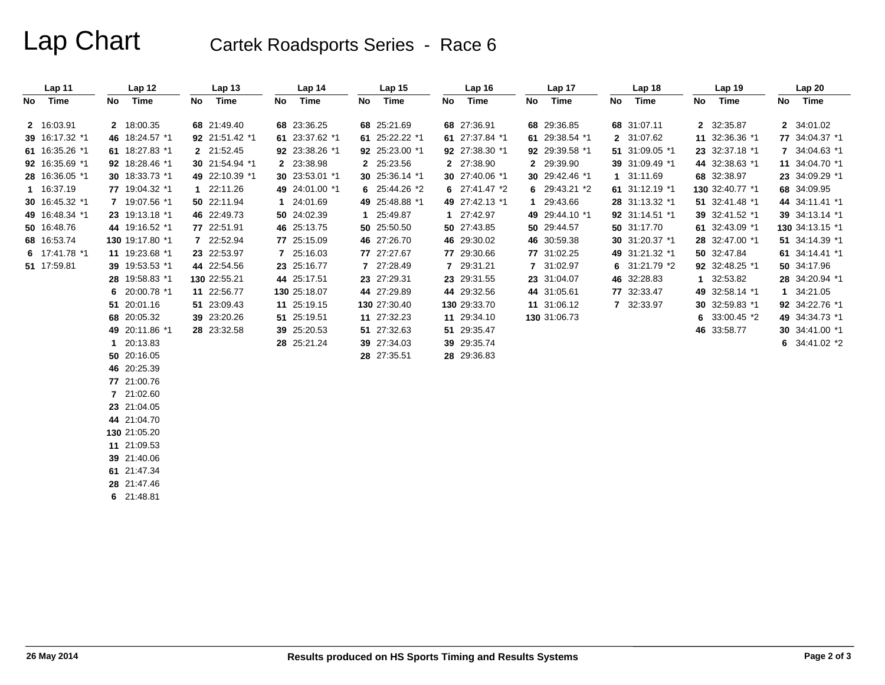# Lap Chart

## Cartek Roadsports Series - Race 6

| Lap 11 | | Lap 12 | | Lap 13 | | Lap 14 | | Lap 15 | | Lap 16 | | Lap 17 | | Lap 18 | | Lap 19 | | Lap 20 | |
|---|---|---|---|---|---|---|---|---|---|---|---|---|---|---|---|---|---|---|---|
| No | Time | No | Time | No | Time | No | Time | No | Time | No | Time | No | Time | No | Time | No | Time | No | Time |
| 2 | 16:03.91 | 2 | 18:00.35 | 68 | 21:49.40 | 68 | 23:36.25 | 68 | 25:21.69 | 68 | 27:36.91 | 68 | 29:36.85 | 68 | 31:07.11 | 2 | 32:35.87 | 2 | 34:01.02 |
| 39 | 16:17.32 *1 | 46 | 18:24.57 *1 | 92 | 21:51.42 *1 | 61 | 23:37.62 *1 | 61 | 25:22.22 *1 | 61 | 27:37.84 *1 | 61 | 29:38.54 *1 | 2 | 31:07.62 | 11 | 32:36.36 *1 | 77 | 34:04.37 *1 |
| 61 | 16:35.26 *1 | 61 | 18:27.83 *1 | 2 | 21:52.45 | 92 | 23:38.26 *1 | 92 | 25:23.00 *1 | 92 | 27:38.30 *1 | 92 | 29:39.58 *1 | 51 | 31:09.05 *1 | 23 | 32:37.18 *1 | 7 | 34:04.63 *1 |
| 92 | 16:35.69 *1 | 92 | 18:28.46 *1 | 30 | 21:54.94 *1 | 2 | 23:38.98 | 2 | 25:23.56 | 2 | 27:38.90 | 2 | 29:39.90 | 39 | 31:09.49 *1 | 44 | 32:38.63 *1 | 11 | 34:04.70 *1 |
| 28 | 16:36.05 *1 | 30 | 18:33.73 *1 | 49 | 22:10.39 *1 | 30 | 23:53.01 *1 | 30 | 25:36.14 *1 | 30 | 27:40.06 *1 | 30 | 29:42.46 *1 | 1 | 31:11.69 | 68 | 32:38.97 | 23 | 34:09.29 *1 |
| 1 | 16:37.19 | 77 | 19:04.32 *1 | 1 | 22:11.26 | 49 | 24:01.00 *1 | 6 | 25:44.26 *2 | 6 | 27:41.47 *2 | 6 | 29:43.21 *2 | 61 | 31:12.19 *1 | 130 | 32:40.77 *1 | 68 | 34:09.95 |
| 30 | 16:45.32 *1 | 7 | 19:07.56 *1 | 50 | 22:11.94 | 1 | 24:01.69 | 49 | 25:48.88 *1 | 49 | 27:42.13 *1 | 1 | 29:43.66 | 28 | 31:13.32 *1 | 51 | 32:41.48 *1 | 44 | 34:11.41 *1 |
| 49 | 16:48.34 *1 | 23 | 19:13.18 *1 | 46 | 22:49.73 | 50 | 24:02.39 | 1 | 25:49.87 | 1 | 27:42.97 | 49 | 29:44.10 *1 | 92 | 31:14.51 *1 | 39 | 32:41.52 *1 | 39 | 34:13.14 *1 |
| 50 | 16:48.76 | 44 | 19:16.52 *1 | 77 | 22:51.91 | 46 | 25:13.75 | 50 | 25:50.50 | 50 | 27:43.85 | 50 | 29:44.57 | 50 | 31:17.70 | 61 | 32:43.09 *1 | 130 | 34:13.15 *1 |
| 68 | 16:53.74 | 130 | 19:17.80 *1 | 7 | 22:52.94 | 77 | 25:15.09 | 46 | 27:26.70 | 46 | 29:30.02 | 46 | 30:59.38 | 30 | 31:20.37 *1 | 28 | 32:47.00 *1 | 51 | 34:14.39 *1 |
| 6 | 17:41.78 *1 | 11 | 19:23.68 *1 | 23 | 22:53.97 | 7 | 25:16.03 | 77 | 27:27.67 | 77 | 29:30.66 | 77 | 31:02.25 | 49 | 31:21.32 *1 | 50 | 32:47.84 | 61 | 34:14.41 *1 |
| 51 | 17:59.81 | 39 | 19:53.53 *1 | 44 | 22:54.56 | 23 | 25:16.77 | 7 | 27:28.49 | 7 | 29:31.21 | 7 | 31:02.97 | 6 | 31:21.79 *2 | 92 | 32:48.25 *1 | 50 | 34:17.96 |
| | | 28 | 19:58.83 *1 | 130 | 22:55.21 | 44 | 25:17.51 | 23 | 27:29.31 | 23 | 29:31.55 | 23 | 31:04.07 | 46 | 32:28.83 | 1 | 32:53.82 | 28 | 34:20.94 *1 |
| | | 6 | 20:00.78 *1 | 11 | 22:56.77 | 130 | 25:18.07 | 44 | 27:29.89 | 44 | 29:32.56 | 44 | 31:05.61 | 77 | 32:33.47 | 49 | 32:58.14 *1 | 1 | 34:21.05 |
| | | 51 | 20:01.16 | 51 | 23:09.43 | 11 | 25:19.15 | 130 | 27:30.40 | 130 | 29:33.70 | 11 | 31:06.12 | 7 | 32:33.97 | 30 | 32:59.83 *1 | 92 | 34:22.76 *1 |
| | | 68 | 20:05.32 | 39 | 23:20.26 | 51 | 25:19.51 | 11 | 27:32.23 | 11 | 29:34.10 | 130 | 31:06.73 | | | 6 | 33:00.45 *2 | 49 | 34:34.73 *1 |
| | | 49 | 20:11.86 *1 | 28 | 23:32.58 | 39 | 25:20.53 | 51 | 27:32.63 | 51 | 29:35.47 | | | | | 46 | 33:58.77 | 30 | 34:41.00 *1 |
| | | 1 | 20:13.83 | | | 28 | 25:21.24 | 39 | 27:34.03 | 39 | 29:35.74 | | | | | | | 6 | 34:41.02 *2 |
| | | 50 | 20:16.05 | | | | | 28 | 27:35.51 | 28 | 29:36.83 | | | | | | | | |
| | | 46 | 20:25.39 | | | | | | | | | | | | | | | | |
| | | 77 | 21:00.76 | | | | | | | | | | | | | | | | |
| | | 7 | 21:02.60 | | | | | | | | | | | | | | | | |
| | | 23 | 21:04.05 | | | | | | | | | | | | | | | | |
| | | 44 | 21:04.70 | | | | | | | | | | | | | | | | |
| | | 130 | 21:05.20 | | | | | | | | | | | | | | | | |
| | | 11 | 21:09.53 | | | | | | | | | | | | | | | | |
| | | 39 | 21:40.06 | | | | | | | | | | | | | | | | |
| | | 61 | 21:47.34 | | | | | | | | | | | | | | | | |
| | | 28 | 21:47.46 | | | | | | | | | | | | | | | | |
| | | 6 | 21:48.81 | | | | | | | | | | | | | | | | |

26 May 2014 — Results produced on HS Sports Timing and Results Systems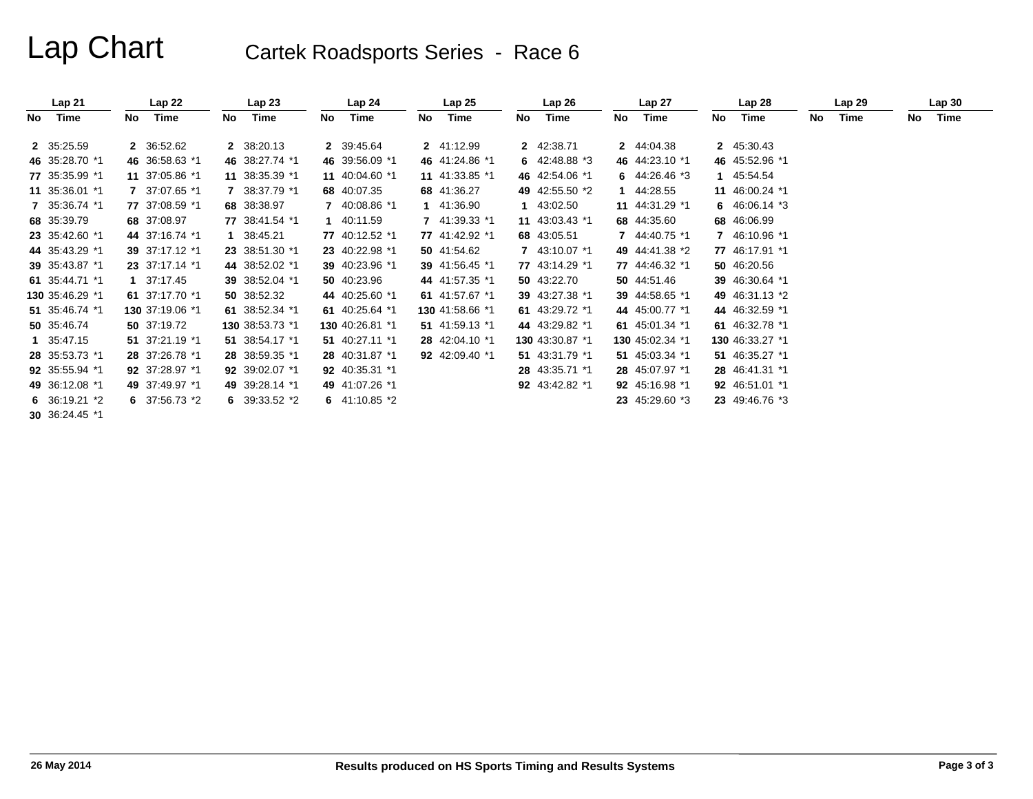# Lap Chart

## Cartek Roadsports Series - Race 6

| Lap 21 | | Lap 22 | | Lap 23 | | Lap 24 | | Lap 25 | | Lap 26 | | Lap 27 | | Lap 28 | | Lap 29 | | Lap 30 | |
|---|---|---|---|---|---|---|---|---|---|---|---|---|---|---|---|---|---|---|---|
| No | Time | No | Time | No | Time | No | Time | No | Time | No | Time | No | Time | No | Time | No | Time | No | Time |
| 2 | 35:25.59 | 2 | 36:52.62 | 2 | 38:20.13 | 2 | 39:45.64 | 2 | 41:12.99 | 2 | 42:38.71 | 2 | 44:04.38 | 2 | 45:30.43 | | | | |
| 46 | 35:28.70 *1 | 46 | 36:58.63 *1 | 46 | 38:27.74 *1 | 46 | 39:56.09 *1 | 46 | 41:24.86 *1 | 6 | 42:48.88 *3 | 46 | 44:23.10 *1 | 46 | 45:52.96 *1 | | | | |
| 77 | 35:35.99 *1 | 11 | 37:05.86 *1 | 11 | 38:35.39 *1 | 11 | 40:04.60 *1 | 11 | 41:33.85 *1 | 46 | 42:54.06 *1 | 6 | 44:26.46 *3 | 1 | 45:54.54 | | | | |
| 11 | 35:36.01 *1 | 7 | 37:07.65 *1 | 7 | 38:37.79 *1 | 68 | 40:07.35 | 68 | 41:36.27 | 49 | 42:55.50 *2 | 1 | 44:28.55 | 11 | 46:00.24 *1 | | | | |
| 7 | 35:36.74 *1 | 77 | 37:08.59 *1 | 68 | 38:38.97 | 7 | 40:08.86 *1 | 1 | 41:36.90 | 1 | 43:02.50 | 11 | 44:31.29 *1 | 6 | 46:06.14 *3 | | | | |
| 68 | 35:39.79 | 68 | 37:08.97 | 77 | 38:41.54 *1 | 1 | 40:11.59 | 7 | 41:39.33 *1 | 11 | 43:03.43 *1 | 68 | 44:35.60 | 68 | 46:06.99 | | | | |
| 23 | 35:42.60 *1 | 44 | 37:16.74 *1 | 1 | 38:45.21 | 77 | 40:12.52 *1 | 77 | 41:42.92 *1 | 68 | 43:05.51 | 7 | 44:40.75 *1 | 7 | 46:10.96 *1 | | | | |
| 44 | 35:43.29 *1 | 39 | 37:17.12 *1 | 23 | 38:51.30 *1 | 23 | 40:22.98 *1 | 50 | 41:54.62 | 7 | 43:10.07 *1 | 49 | 44:41.38 *2 | 77 | 46:17.91 *1 | | | | |
| 39 | 35:43.87 *1 | 23 | 37:17.14 *1 | 44 | 38:52.02 *1 | 39 | 40:23.96 *1 | 39 | 41:56.45 *1 | 77 | 43:14.29 *1 | 77 | 44:46.32 *1 | 50 | 46:20.56 | | | | |
| 61 | 35:44.71 *1 | 1 | 37:17.45 | 39 | 38:52.04 *1 | 50 | 40:23.96 | 44 | 41:57.35 *1 | 50 | 43:22.70 | 50 | 44:51.46 | 39 | 46:30.64 *1 | | | | |
| 130 | 35:46.29 *1 | 61 | 37:17.70 *1 | 50 | 38:52.32 | 44 | 40:25.60 *1 | 61 | 41:57.67 *1 | 39 | 43:27.38 *1 | 39 | 44:58.65 *1 | 49 | 46:31.13 *2 | | | | |
| 51 | 35:46.74 *1 | 130 | 37:19.06 *1 | 61 | 38:52.34 *1 | 61 | 40:25.64 *1 | 130 | 41:58.66 *1 | 61 | 43:29.72 *1 | 44 | 45:00.77 *1 | 44 | 46:32.59 *1 | | | | |
| 50 | 35:46.74 | 50 | 37:19.72 | 130 | 38:53.73 *1 | 130 | 40:26.81 *1 | 51 | 41:59.13 *1 | 44 | 43:29.82 *1 | 61 | 45:01.34 *1 | 61 | 46:32.78 *1 | | | | |
| 1 | 35:47.15 | 51 | 37:21.19 *1 | 51 | 38:54.17 *1 | 51 | 40:27.11 *1 | 28 | 42:04.10 *1 | 130 | 43:30.87 *1 | 130 | 45:02.34 *1 | 130 | 46:33.27 *1 | | | | |
| 28 | 35:53.73 *1 | 28 | 37:26.78 *1 | 28 | 38:59.35 *1 | 28 | 40:31.87 *1 | 92 | 42:09.40 *1 | 51 | 43:31.79 *1 | 51 | 45:03.34 *1 | 51 | 46:35.27 *1 | | | | |
| 92 | 35:55.94 *1 | 92 | 37:28.97 *1 | 92 | 39:02.07 *1 | 92 | 40:35.31 *1 | | | 28 | 43:35.71 *1 | 28 | 45:07.97 *1 | 28 | 46:41.31 *1 | | | | |
| 49 | 36:12.08 *1 | 49 | 37:49.97 *1 | 49 | 39:28.14 *1 | 49 | 41:07.26 *1 | | | 92 | 43:42.82 *1 | 92 | 45:16.98 *1 | 92 | 46:51.01 *1 | | | | |
| 6 | 36:19.21 *2 | 6 | 37:56.73 *2 | 6 | 39:33.52 *2 | 6 | 41:10.85 *2 | | | | | 23 | 45:29.60 *3 | 23 | 49:46.76 *3 | | | | |
| 30 | 36:24.45 *1 | | | | | | | | | | | | | | | | | | |

26 May 2014 — Results produced on HS Sports Timing and Results Systems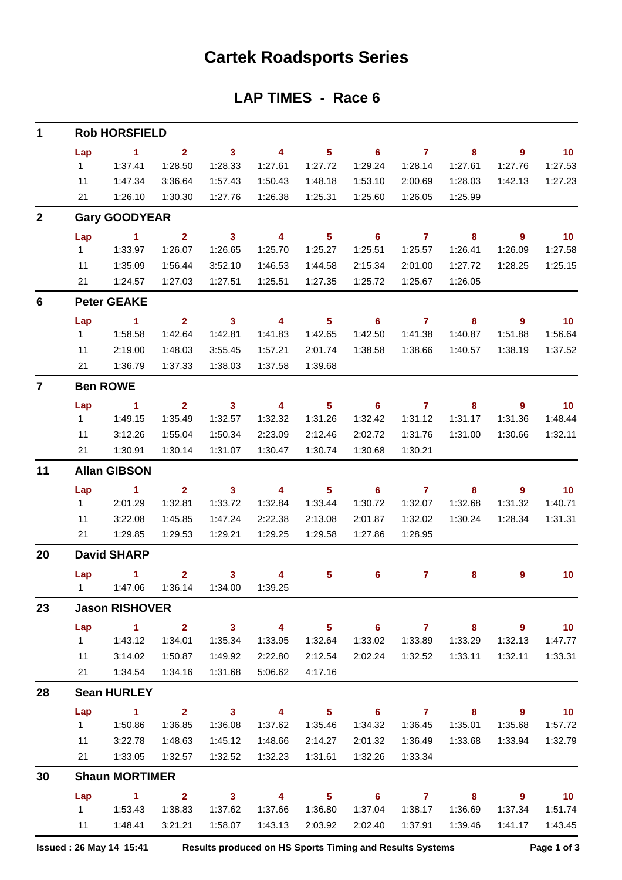# Cartek Roadsports Series

## LAP TIMES - Race 6

### 1 Rob HORSFIELD

| Lap | 1 | 2 | 3 | 4 | 5 | 6 | 7 | 8 | 9 | 10 |
|---|---|---|---|---|---|---|---|---|---|---|
| 1 | 1:37.41 | 1:28.50 | 1:28.33 | 1:27.61 | 1:27.72 | 1:29.24 | 1:28.14 | 1:27.61 | 1:27.76 | 1:27.53 |
| 11 | 1:47.34 | 3:36.64 | 1:57.43 | 1:50.43 | 1:48.18 | 1:53.10 | 2:00.69 | 1:28.03 | 1:42.13 | 1:27.23 |
| 21 | 1:26.10 | 1:30.30 | 1:27.76 | 1:26.38 | 1:25.31 | 1:25.60 | 1:26.05 | 1:25.99 | | |

### 2 Gary GOODYEAR

| Lap | 1 | 2 | 3 | 4 | 5 | 6 | 7 | 8 | 9 | 10 |
|---|---|---|---|---|---|---|---|---|---|---|
| 1 | 1:33.97 | 1:26.07 | 1:26.65 | 1:25.70 | 1:25.27 | 1:25.51 | 1:25.57 | 1:26.41 | 1:26.09 | 1:27.58 |
| 11 | 1:35.09 | 1:56.44 | 3:52.10 | 1:46.53 | 1:44.58 | 2:15.34 | 2:01.00 | 1:27.72 | 1:28.25 | 1:25.15 |
| 21 | 1:24.57 | 1:27.03 | 1:27.51 | 1:25.51 | 1:27.35 | 1:25.72 | 1:25.67 | 1:26.05 | | |

### 6 Peter GEAKE

| Lap | 1 | 2 | 3 | 4 | 5 | 6 | 7 | 8 | 9 | 10 |
|---|---|---|---|---|---|---|---|---|---|---|
| 1 | 1:58.58 | 1:42.64 | 1:42.81 | 1:41.83 | 1:42.65 | 1:42.50 | 1:41.38 | 1:40.87 | 1:51.88 | 1:56.64 |
| 11 | 2:19.00 | 1:48.03 | 3:55.45 | 1:57.21 | 2:01.74 | 1:38.58 | 1:38.66 | 1:40.57 | 1:38.19 | 1:37.52 |
| 21 | 1:36.79 | 1:37.33 | 1:38.03 | 1:37.58 | 1:39.68 | | | | | |

### 7 Ben ROWE

| Lap | 1 | 2 | 3 | 4 | 5 | 6 | 7 | 8 | 9 | 10 |
|---|---|---|---|---|---|---|---|---|---|---|
| 1 | 1:49.15 | 1:35.49 | 1:32.57 | 1:32.32 | 1:31.26 | 1:32.42 | 1:31.12 | 1:31.17 | 1:31.36 | 1:48.44 |
| 11 | 3:12.26 | 1:55.04 | 1:50.34 | 2:23.09 | 2:12.46 | 2:02.72 | 1:31.76 | 1:31.00 | 1:30.66 | 1:32.11 |
| 21 | 1:30.91 | 1:30.14 | 1:31.07 | 1:30.47 | 1:30.74 | 1:30.68 | 1:30.21 | | | |

### 11 Allan GIBSON

| Lap | 1 | 2 | 3 | 4 | 5 | 6 | 7 | 8 | 9 | 10 |
|---|---|---|---|---|---|---|---|---|---|---|
| 1 | 2:01.29 | 1:32.81 | 1:33.72 | 1:32.84 | 1:33.44 | 1:30.72 | 1:32.07 | 1:32.68 | 1:31.32 | 1:40.71 |
| 11 | 3:22.08 | 1:45.85 | 1:47.24 | 2:22.38 | 2:13.08 | 2:01.87 | 1:32.02 | 1:30.24 | 1:28.34 | 1:31.31 |
| 21 | 1:29.85 | 1:29.53 | 1:29.21 | 1:29.25 | 1:29.58 | 1:27.86 | 1:28.95 | | | |

### 20 David SHARP

| Lap | 1 | 2 | 3 | 4 | 5 | 6 | 7 | 8 | 9 | 10 |
|---|---|---|---|---|---|---|---|---|---|---|
| 1 | 1:47.06 | 1:36.14 | 1:34.00 | 1:39.25 | | | | | | |

### 23 Jason RISHOVER

| Lap | 1 | 2 | 3 | 4 | 5 | 6 | 7 | 8 | 9 | 10 |
|---|---|---|---|---|---|---|---|---|---|---|
| 1 | 1:43.12 | 1:34.01 | 1:35.34 | 1:33.95 | 1:32.64 | 1:33.02 | 1:33.89 | 1:33.29 | 1:32.13 | 1:47.77 |
| 11 | 3:14.02 | 1:50.87 | 1:49.92 | 2:22.80 | 2:12.54 | 2:02.24 | 1:32.52 | 1:33.11 | 1:32.11 | 1:33.31 |
| 21 | 1:34.54 | 1:34.16 | 1:31.68 | 5:06.62 | 4:17.16 | | | | | |

### 28 Sean HURLEY

| Lap | 1 | 2 | 3 | 4 | 5 | 6 | 7 | 8 | 9 | 10 |
|---|---|---|---|---|---|---|---|---|---|---|
| 1 | 1:50.86 | 1:36.85 | 1:36.08 | 1:37.62 | 1:35.46 | 1:34.32 | 1:36.45 | 1:35.01 | 1:35.68 | 1:57.72 |
| 11 | 3:22.78 | 1:48.63 | 1:45.12 | 1:48.66 | 2:14.27 | 2:01.32 | 1:36.49 | 1:33.68 | 1:33.94 | 1:32.79 |
| 21 | 1:33.05 | 1:32.57 | 1:32.52 | 1:32.23 | 1:31.61 | 1:32.26 | 1:33.34 | | | |

### 30 Shaun MORTIMER

| Lap | 1 | 2 | 3 | 4 | 5 | 6 | 7 | 8 | 9 | 10 |
|---|---|---|---|---|---|---|---|---|---|---|
| 1 | 1:53.43 | 1:38.83 | 1:37.62 | 1:37.66 | 1:36.80 | 1:37.04 | 1:38.17 | 1:36.69 | 1:37.34 | 1:51.74 |
| 11 | 1:48.41 | 3:21.21 | 1:58.07 | 1:43.13 | 2:03.92 | 2:02.40 | 1:37.91 | 1:39.46 | 1:41.17 | 1:43.45 |

**Issued : 26 May 14 15:41** **Results produced on HS Sports Timing and Results Systems**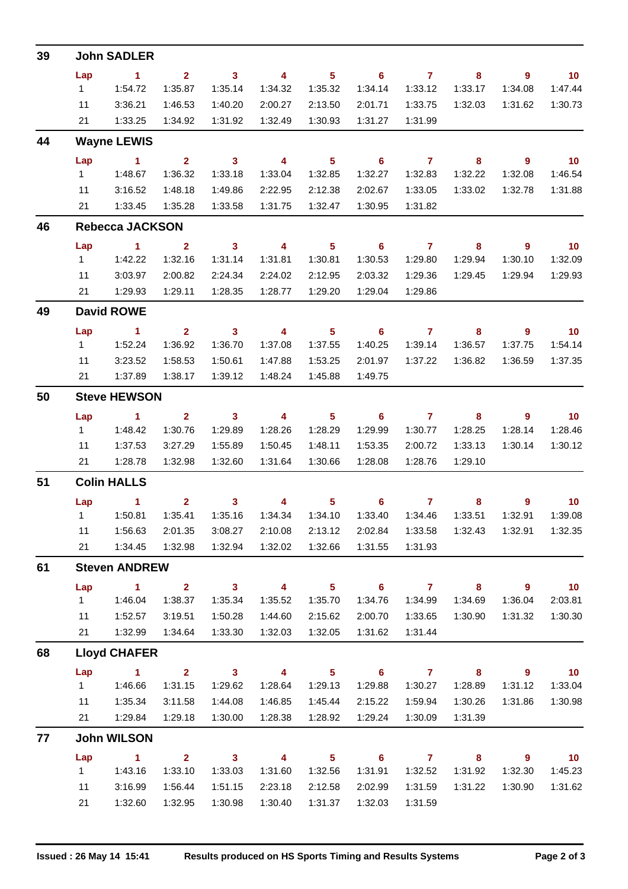## 39 John SADLER

| Lap | 1 | 2 | 3 | 4 | 5 | 6 | 7 | 8 | 9 | 10 |
|---|---|---|---|---|---|---|---|---|---|---|
| 1 | 1:54.72 | 1:35.87 | 1:35.14 | 1:34.32 | 1:35.32 | 1:34.14 | 1:33.12 | 1:33.17 | 1:34.08 | 1:47.44 |
| 11 | 3:36.21 | 1:46.53 | 1:40.20 | 2:00.27 | 2:13.50 | 2:01.71 | 1:33.75 | 1:32.03 | 1:31.62 | 1:30.73 |
| 21 | 1:33.25 | 1:34.92 | 1:31.92 | 1:32.49 | 1:30.93 | 1:31.27 | 1:31.99 | | | |

## 44 Wayne LEWIS

| Lap | 1 | 2 | 3 | 4 | 5 | 6 | 7 | 8 | 9 | 10 |
|---|---|---|---|---|---|---|---|---|---|---|
| 1 | 1:48.67 | 1:36.32 | 1:33.18 | 1:33.04 | 1:32.85 | 1:32.27 | 1:32.83 | 1:32.22 | 1:32.08 | 1:46.54 |
| 11 | 3:16.52 | 1:48.18 | 1:49.86 | 2:22.95 | 2:12.38 | 2:02.67 | 1:33.05 | 1:33.02 | 1:32.78 | 1:31.88 |
| 21 | 1:33.45 | 1:35.28 | 1:33.58 | 1:31.75 | 1:32.47 | 1:30.95 | 1:31.82 | | | |

## 46 Rebecca JACKSON

| Lap | 1 | 2 | 3 | 4 | 5 | 6 | 7 | 8 | 9 | 10 |
|---|---|---|---|---|---|---|---|---|---|---|
| 1 | 1:42.22 | 1:32.16 | 1:31.14 | 1:31.81 | 1:30.81 | 1:30.53 | 1:29.80 | 1:29.94 | 1:30.10 | 1:32.09 |
| 11 | 3:03.97 | 2:00.82 | 2:24.34 | 2:24.02 | 2:12.95 | 2:03.32 | 1:29.36 | 1:29.45 | 1:29.94 | 1:29.93 |
| 21 | 1:29.93 | 1:29.11 | 1:28.35 | 1:28.77 | 1:29.20 | 1:29.04 | 1:29.86 | | | |

## 49 David ROWE

| Lap | 1 | 2 | 3 | 4 | 5 | 6 | 7 | 8 | 9 | 10 |
|---|---|---|---|---|---|---|---|---|---|---|
| 1 | 1:52.24 | 1:36.92 | 1:36.70 | 1:37.08 | 1:37.55 | 1:40.25 | 1:39.14 | 1:36.57 | 1:37.75 | 1:54.14 |
| 11 | 3:23.52 | 1:58.53 | 1:50.61 | 1:47.88 | 1:53.25 | 2:01.97 | 1:37.22 | 1:36.82 | 1:36.59 | 1:37.35 |
| 21 | 1:37.89 | 1:38.17 | 1:39.12 | 1:48.24 | 1:45.88 | 1:49.75 | | | | |

## 50 Steve HEWSON

| Lap | 1 | 2 | 3 | 4 | 5 | 6 | 7 | 8 | 9 | 10 |
|---|---|---|---|---|---|---|---|---|---|---|
| 1 | 1:48.42 | 1:30.76 | 1:29.89 | 1:28.26 | 1:28.29 | 1:29.99 | 1:30.77 | 1:28.25 | 1:28.14 | 1:28.46 |
| 11 | 1:37.53 | 3:27.29 | 1:55.89 | 1:50.45 | 1:48.11 | 1:53.35 | 2:00.72 | 1:33.13 | 1:30.14 | 1:30.12 |
| 21 | 1:28.78 | 1:32.98 | 1:32.60 | 1:31.64 | 1:30.66 | 1:28.08 | 1:28.76 | 1:29.10 | | |

## 51 Colin HALLS

| Lap | 1 | 2 | 3 | 4 | 5 | 6 | 7 | 8 | 9 | 10 |
|---|---|---|---|---|---|---|---|---|---|---|
| 1 | 1:50.81 | 1:35.41 | 1:35.16 | 1:34.34 | 1:34.10 | 1:33.40 | 1:34.46 | 1:33.51 | 1:32.91 | 1:39.08 |
| 11 | 1:56.63 | 2:01.35 | 3:08.27 | 2:10.08 | 2:13.12 | 2:02.84 | 1:33.58 | 1:32.43 | 1:32.91 | 1:32.35 |
| 21 | 1:34.45 | 1:32.98 | 1:32.94 | 1:32.02 | 1:32.66 | 1:31.55 | 1:31.93 | | | |

## 61 Steven ANDREW

| Lap | 1 | 2 | 3 | 4 | 5 | 6 | 7 | 8 | 9 | 10 |
|---|---|---|---|---|---|---|---|---|---|---|
| 1 | 1:46.04 | 1:38.37 | 1:35.34 | 1:35.52 | 1:35.70 | 1:34.76 | 1:34.99 | 1:34.69 | 1:36.04 | 2:03.81 |
| 11 | 1:52.57 | 3:19.51 | 1:50.28 | 1:44.60 | 2:15.62 | 2:00.70 | 1:33.65 | 1:30.90 | 1:31.32 | 1:30.30 |
| 21 | 1:32.99 | 1:34.64 | 1:33.30 | 1:32.03 | 1:32.05 | 1:31.62 | 1:31.44 | | | |

## 68 Lloyd CHAFER

| Lap | 1 | 2 | 3 | 4 | 5 | 6 | 7 | 8 | 9 | 10 |
|---|---|---|---|---|---|---|---|---|---|---|
| 1 | 1:46.66 | 1:31.15 | 1:29.62 | 1:28.64 | 1:29.13 | 1:29.88 | 1:30.27 | 1:28.89 | 1:31.12 | 1:33.04 |
| 11 | 1:35.34 | 3:11.58 | 1:44.08 | 1:46.85 | 1:45.44 | 2:15.22 | 1:59.94 | 1:30.26 | 1:31.86 | 1:30.98 |
| 21 | 1:29.84 | 1:29.18 | 1:30.00 | 1:28.38 | 1:28.92 | 1:29.24 | 1:30.09 | 1:31.39 | | |

## 77 John WILSON

| Lap | 1 | 2 | 3 | 4 | 5 | 6 | 7 | 8 | 9 | 10 |
|---|---|---|---|---|---|---|---|---|---|---|
| 1 | 1:43.16 | 1:33.10 | 1:33.03 | 1:31.60 | 1:32.56 | 1:31.91 | 1:32.52 | 1:31.92 | 1:32.30 | 1:45.23 |
| 11 | 3:16.99 | 1:56.44 | 1:51.15 | 2:23.18 | 2:12.58 | 2:02.99 | 1:31.59 | 1:31.22 | 1:30.90 | 1:31.62 |
| 21 | 1:32.60 | 1:32.95 | 1:30.98 | 1:30.40 | 1:31.37 | 1:32.03 | 1:31.59 | | | |

**Issued : 26 May 14 15:41** **Results produced on HS Sports Timing and Results Systems**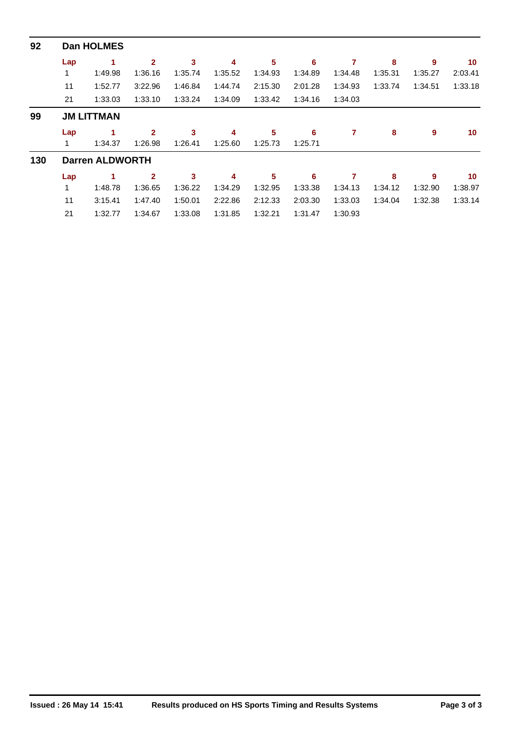## 92 Dan HOLMES

| Lap | 1 | 2 | 3 | 4 | 5 | 6 | 7 | 8 | 9 | 10 |
|---|---|---|---|---|---|---|---|---|---|---|
| 1 | 1:49.98 | 1:36.16 | 1:35.74 | 1:35.52 | 1:34.93 | 1:34.89 | 1:34.48 | 1:35.31 | 1:35.27 | 2:03.41 |
| 11 | 1:52.77 | 3:22.96 | 1:46.84 | 1:44.74 | 2:15.30 | 2:01.28 | 1:34.93 | 1:33.74 | 1:34.51 | 1:33.18 |
| 21 | 1:33.03 | 1:33.10 | 1:33.24 | 1:34.09 | 1:33.42 | 1:34.16 | 1:34.03 | | | |

## 99 JM LITTMAN

| Lap | 1 | 2 | 3 | 4 | 5 | 6 | 7 | 8 | 9 | 10 |
|---|---|---|---|---|---|---|---|---|---|---|
| 1 | 1:34.37 | 1:26.98 | 1:26.41 | 1:25.60 | 1:25.73 | 1:25.71 | | | | |

## 130 Darren ALDWORTH

| Lap | 1 | 2 | 3 | 4 | 5 | 6 | 7 | 8 | 9 | 10 |
|---|---|---|---|---|---|---|---|---|---|---|
| 1 | 1:48.78 | 1:36.65 | 1:36.22 | 1:34.29 | 1:32.95 | 1:33.38 | 1:34.13 | 1:34.12 | 1:32.90 | 1:38.97 |
| 11 | 3:15.41 | 1:47.40 | 1:50.01 | 2:22.86 | 2:12.33 | 2:03.30 | 1:33.03 | 1:34.04 | 1:32.38 | 1:33.14 |
| 21 | 1:32.77 | 1:34.67 | 1:33.08 | 1:31.85 | 1:32.21 | 1:31.47 | 1:30.93 | | | |

**Issued : 26 May 14 15:41** **Results produced on HS Sports Timing and Results Systems**